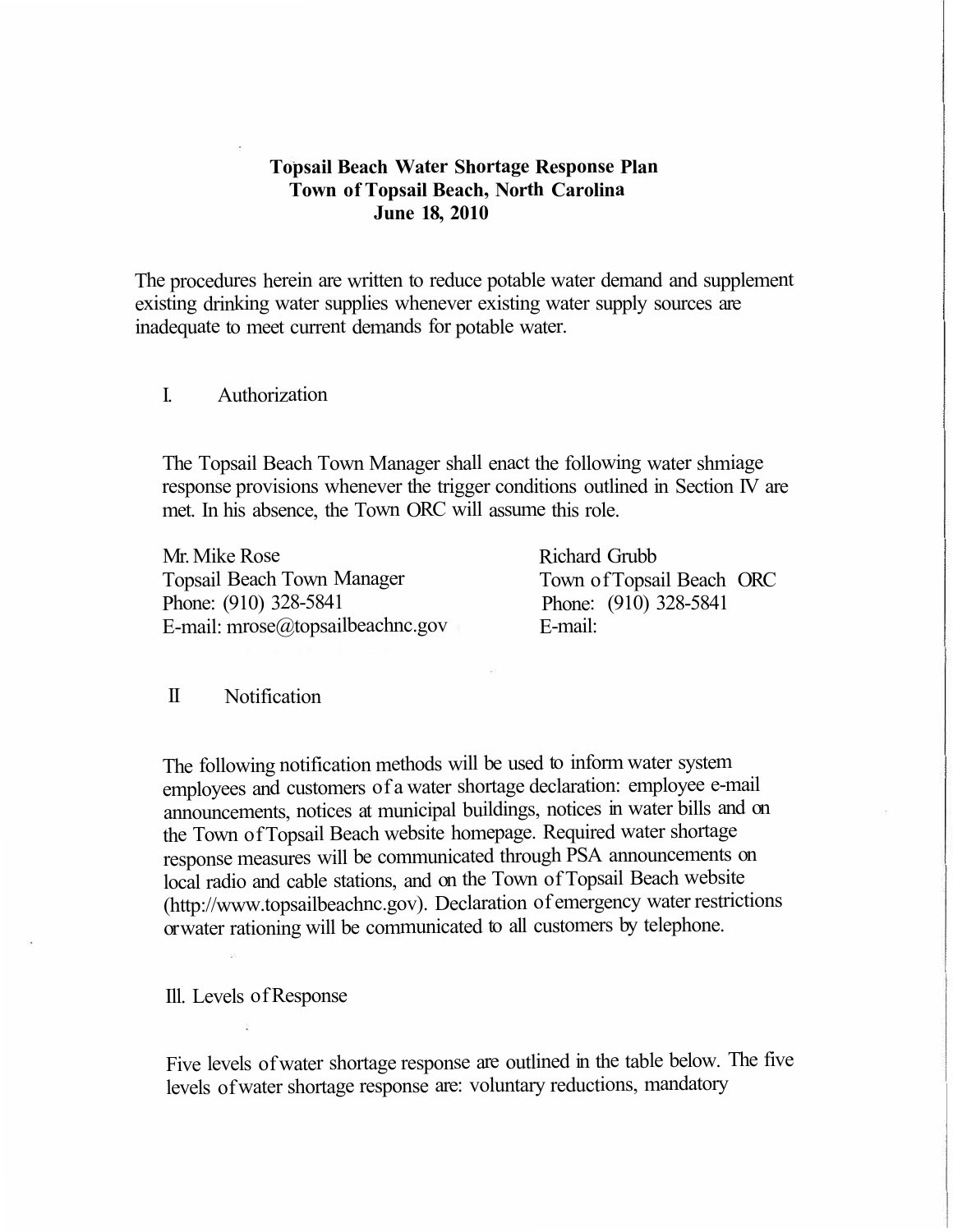**Topsail Beach Water Shortage Response Plan**
**Town of Topsail Beach, North Carolina**
**June 18, 2010**

The procedures herein are written to reduce potable water demand and supplement existing drinking water supplies whenever existing water supply sources are inadequate to meet current demands for potable water.

## I. Authorization

The Topsail Beach Town Manager shall enact the following water shmiage response provisions whenever the trigger conditions outlined in Section IV are met. In his absence, the Town ORC will assume this role.

Mr. Mike Rose
Topsail Beach Town Manager
Phone: (910) 328-5841
E-mail: mrose@topsailbeachnc.gov

Richard Grubb
Town of Topsail Beach ORC
Phone: (910) 328-5841
E-mail:

## II Notification

The following notification methods will be used to inform water system employees and customers of a water shortage declaration: employee e-mail announcements, notices at municipal buildings, notices in water bills and on the Town of Topsail Beach website homepage. Required water shortage response measures will be communicated through PSA announcements on local radio and cable stations, and on the Town of Topsail Beach website (http://www.topsailbeachnc.gov). Declaration of emergency water restrictions or water rationing will be communicated to all customers by telephone.

## III. Levels of Response

Five levels of water shortage response are outlined in the table below. The five levels of water shortage response are: voluntary reductions, mandatory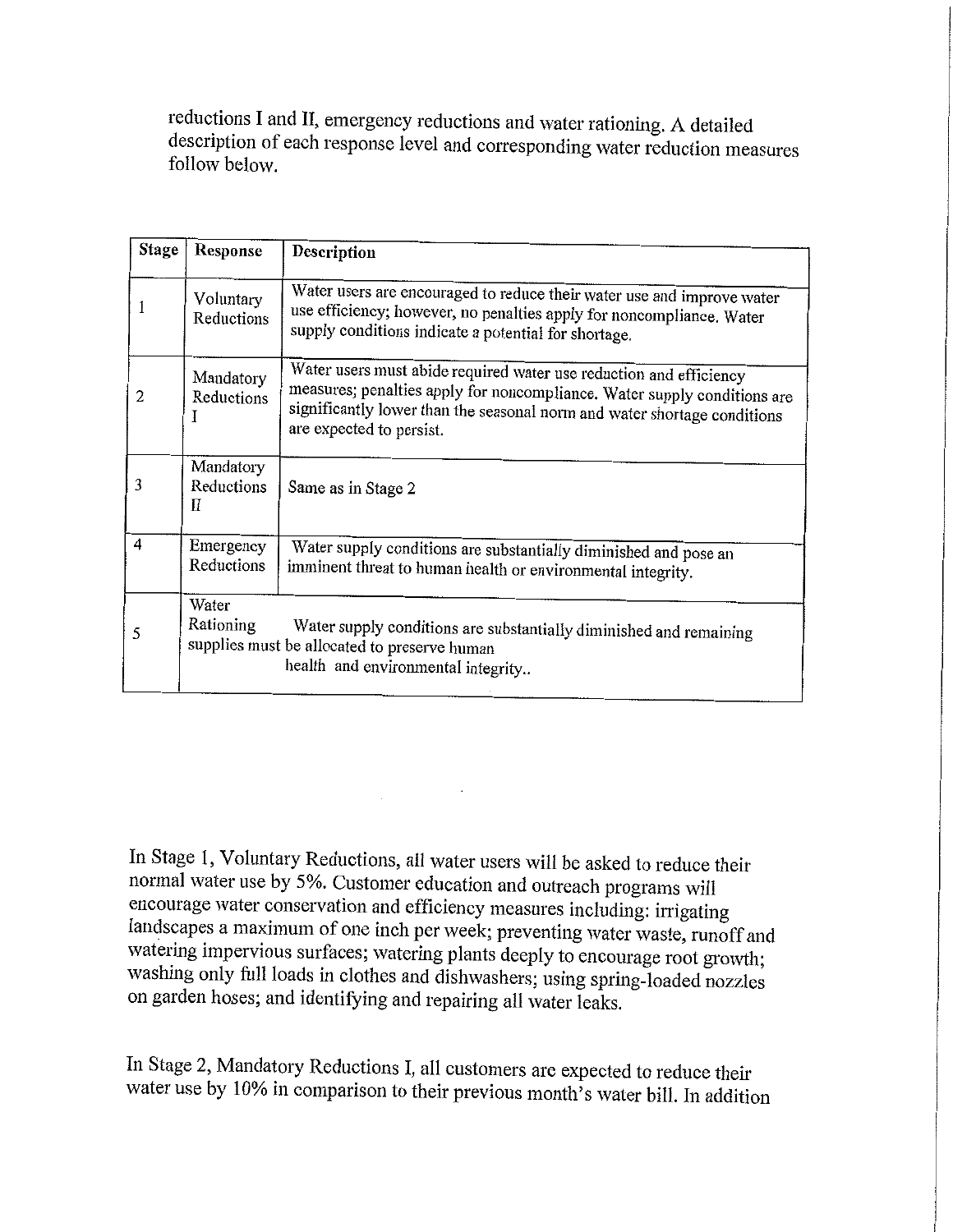reductions I and II, emergency reductions and water rationing. A detailed description of each response level and corresponding water reduction measures follow below.

| Stage | Response | Description |
|---|---|---|
| 1 | Voluntary Reductions | Water users are encouraged to reduce their water use and improve water use efficiency; however, no penalties apply for noncompliance. Water supply conditions indicate a potential for shortage. |
| 2 | Mandatory Reductions I | Water users must abide required water use reduction and efficiency measures; penalties apply for noncompliance. Water supply conditions are significantly lower than the seasonal norm and water shortage conditions are expected to persist. |
| 3 | Mandatory Reductions II | Same as in Stage 2 |
| 4 | Emergency Reductions | Water supply conditions are substantially diminished and pose an imminent threat to human health or environmental integrity. |
| 5 | Water Rationing | Water supply conditions are substantially diminished and remaining supplies must be allocated to preserve human health and environmental integrity.. |

In Stage 1, Voluntary Reductions, all water users will be asked to reduce their normal water use by 5%. Customer education and outreach programs will encourage water conservation and efficiency measures including: irrigating landscapes a maximum of one inch per week; preventing water waste, runoff and watering impervious surfaces; watering plants deeply to encourage root growth; washing only full loads in clothes and dishwashers; using spring-loaded nozzles on garden hoses; and identifying and repairing all water leaks.

In Stage 2, Mandatory Reductions I, all customers are expected to reduce their water use by 10% in comparison to their previous month's water bill. In addition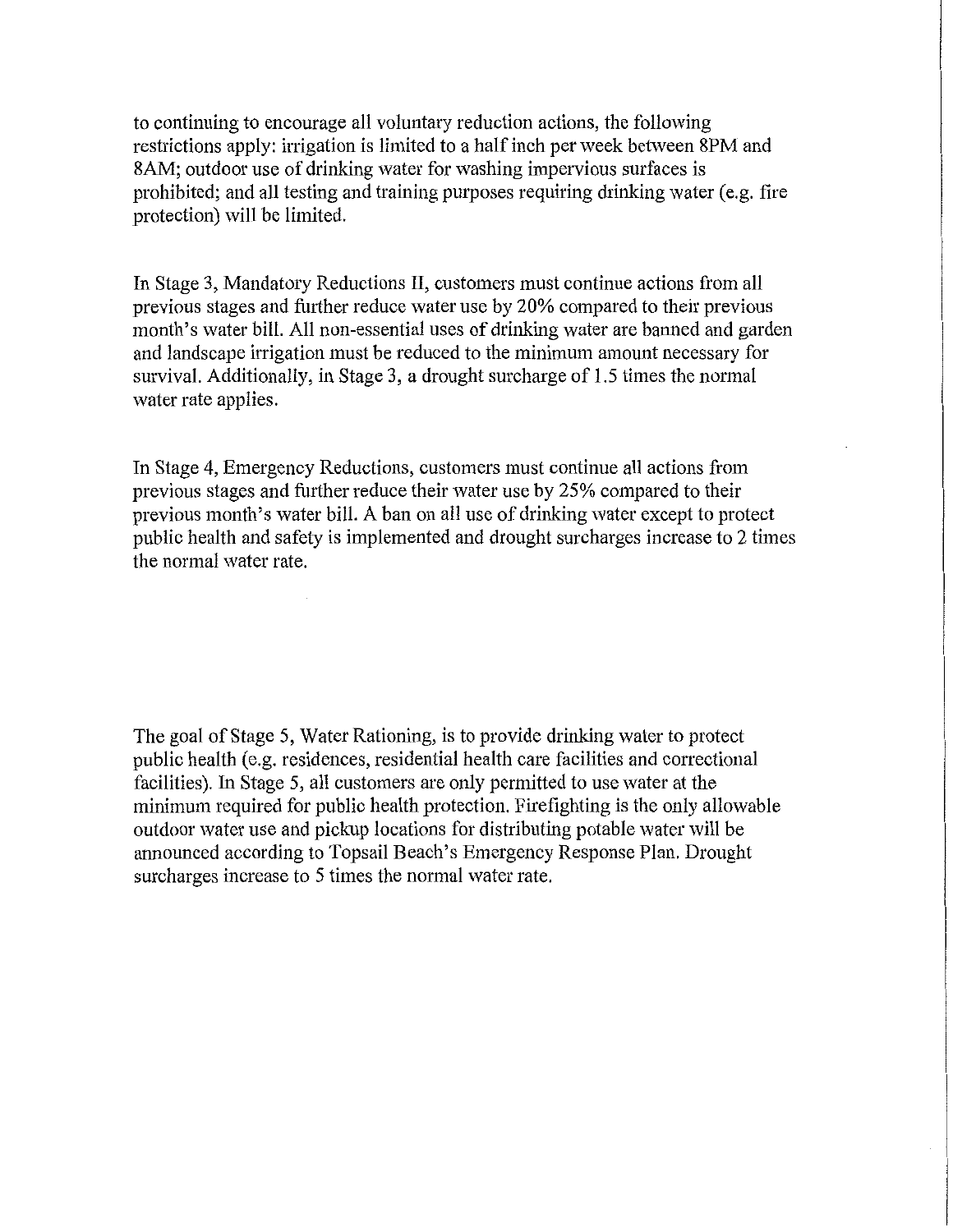to continuing to encourage all voluntary reduction actions, the following restrictions apply: irrigation is limited to a half inch per week between 8PM and 8AM; outdoor use of drinking water for washing impervious surfaces is prohibited; and all testing and training purposes requiring drinking water (e.g. fire protection) will be limited.

In Stage 3, Mandatory Reductions II, customers must continue actions from all previous stages and further reduce water use by 20% compared to their previous month's water bill. All non-essential uses of drinking water are banned and garden and landscape irrigation must be reduced to the minimum amount necessary for survival. Additionally, in Stage 3, a drought surcharge of 1.5 times the normal water rate applies.

In Stage 4, Emergency Reductions, customers must continue all actions from previous stages and further reduce their water use by 25% compared to their previous month's water bill. A ban on all use of drinking water except to protect public health and safety is implemented and drought surcharges increase to 2 times the normal water rate.

The goal of Stage 5, Water Rationing, is to provide drinking water to protect public health (e.g. residences, residential health care facilities and correctional facilities). In Stage 5, all customers are only permitted to use water at the minimum required for public health protection. Firefighting is the only allowable outdoor water use and pickup locations for distributing potable water will be announced according to Topsail Beach's Emergency Response Plan. Drought surcharges increase to 5 times the normal water rate.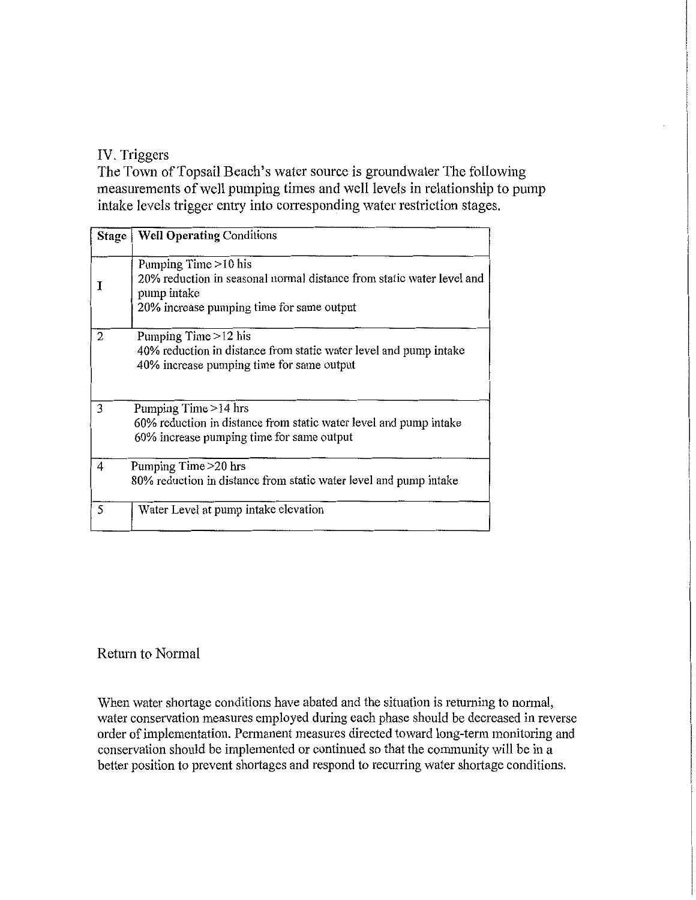## IV. Triggers

The Town of Topsail Beach's water source is groundwater The following measurements of well pumping times and well levels in relationship to pump intake levels trigger entry into corresponding water restriction stages.

| Stage | Well Operating Conditions |
|---|---|
| I | Pumping Time >10 his<br>20% reduction in seasonal normal distance from static water level and pump intake<br>20% increase pumping time for same output |
| 2 | Pumping Time >12 his<br>40% reduction in distance from static water level and pump intake<br>40% increase pumping time for same output |
| 3 | Pumping Time >14 hrs<br>60% reduction in distance from static water level and pump intake<br>60% increase pumping time for same output |
| 4 | Pumping Time >20 hrs<br>80% reduction in distance from static water level and pump intake |
| 5 | Water Level at pump intake elevation |

## Return to Normal

When water shortage conditions have abated and the situation is returning to normal, water conservation measures employed during each phase should be decreased in reverse order of implementation. Permanent measures directed toward long-term monitoring and conservation should be implemented or continued so that the community will be in a better position to prevent shortages and respond to recurring water shortage conditions.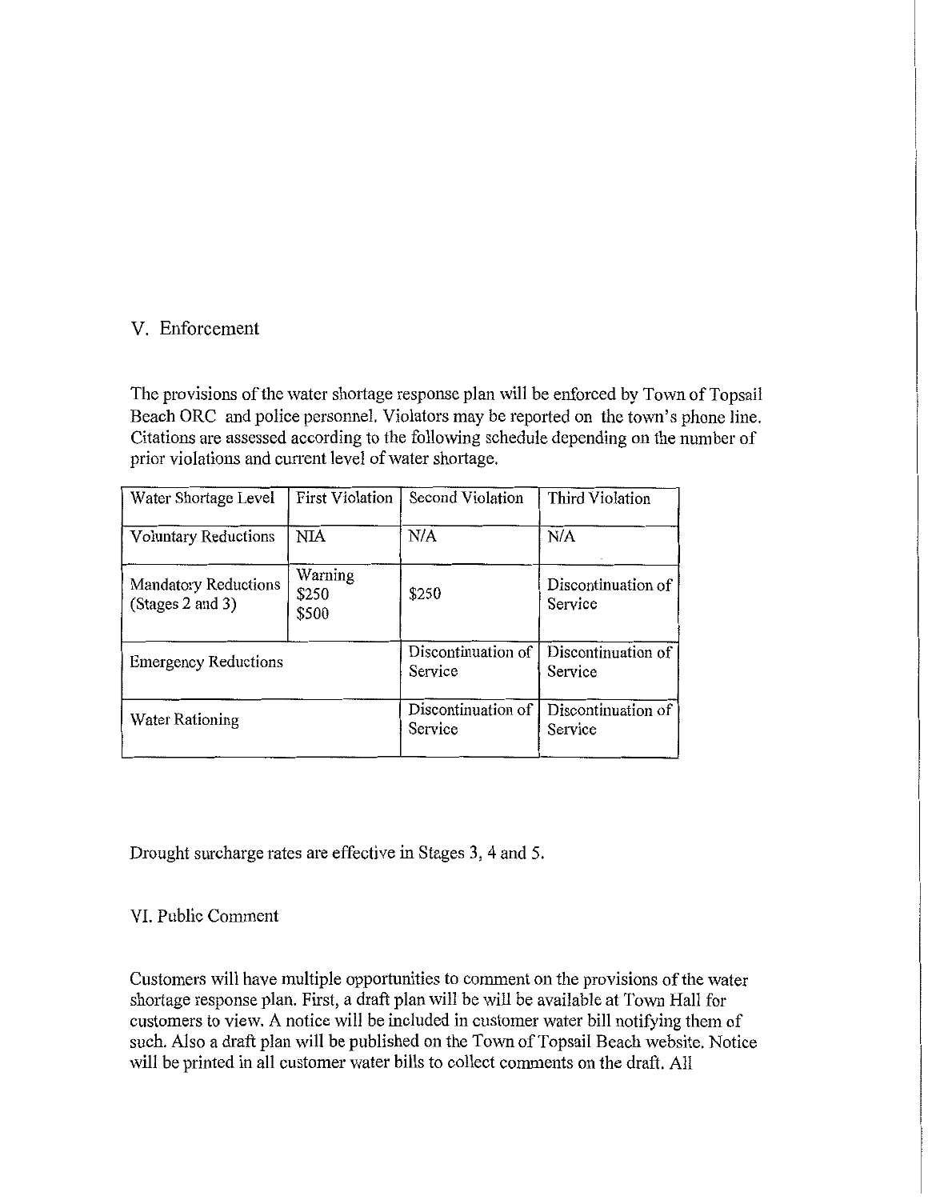## V. Enforcement

The provisions of the water shortage response plan will be enforced by Town of Topsail Beach ORC and police personnel. Violators may be reported on the town's phone line. Citations are assessed according to the following schedule depending on the number of prior violations and current level of water shortage.

| Water Shortage Level | First Violation | Second Violation | Third Violation |
|---|---|---|---|
| Voluntary Reductions | NIA | N/A | N/A |
| Mandatory Reductions (Stages 2 and 3) | Warning<br>$250<br>$500 | $250 | Discontinuation of Service |
| Emergency Reductions | | Discontinuation of Service | Discontinuation of Service |
| Water Rationing | | Discontinuation of Service | Discontinuation of Service |

Drought surcharge rates are effective in Stages 3, 4 and 5.

## VI. Public Comment

Customers will have multiple opportunities to comment on the provisions of the water shortage response plan. First, a draft plan will be will be available at Town Hall for customers to view. A notice will be included in customer water bill notifying them of such. Also a draft plan will be published on the Town of Topsail Beach website. Notice will be printed in all customer water bills to collect comments on the draft. All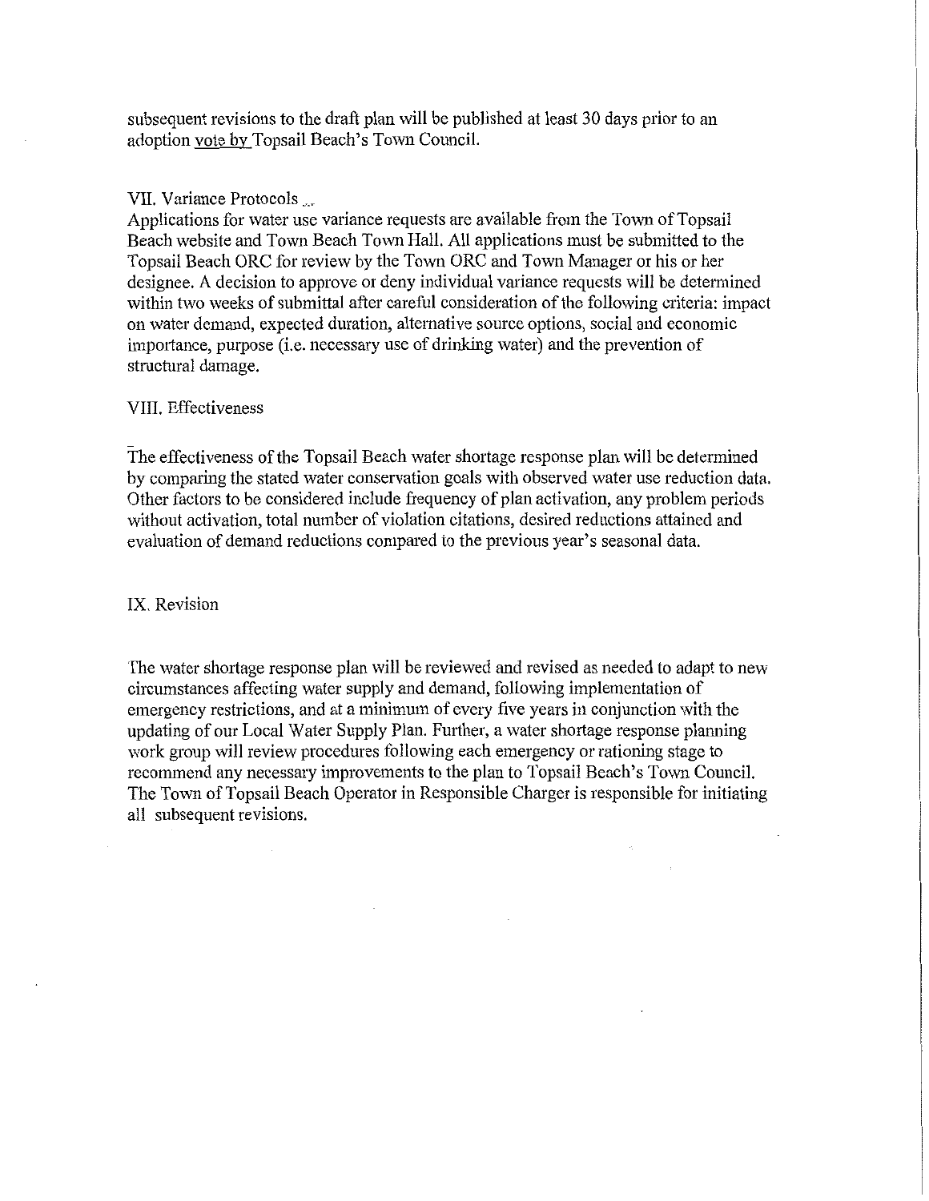subsequent revisions to the draft plan will be published at least 30 days prior to an adoption vote by Topsail Beach's Town Council.

## VII. Variance Protocols

Applications for water use variance requests are available from the Town of Topsail Beach website and Town Beach Town Hall. All applications must be submitted to the Topsail Beach ORC for review by the Town ORC and Town Manager or his or her designee. A decision to approve or deny individual variance requests will be determined within two weeks of submittal after careful consideration of the following criteria: impact on water demand, expected duration, alternative source options, social and economic importance, purpose (i.e. necessary use of drinking water) and the prevention of structural damage.

## VIII. Effectiveness

The effectiveness of the Topsail Beach water shortage response plan will be determined by comparing the stated water conservation goals with observed water use reduction data. Other factors to be considered include frequency of plan activation, any problem periods without activation, total number of violation citations, desired reductions attained and evaluation of demand reductions compared to the previous year's seasonal data.

## IX. Revision

The water shortage response plan will be reviewed and revised as needed to adapt to new circumstances affecting water supply and demand, following implementation of emergency restrictions, and at a minimum of every five years in conjunction with the updating of our Local Water Supply Plan. Further, a water shortage response planning work group will review procedures following each emergency or rationing stage to recommend any necessary improvements to the plan to Topsail Beach's Town Council. The Town of Topsail Beach Operator in Responsible Charger is responsible for initiating all subsequent revisions.